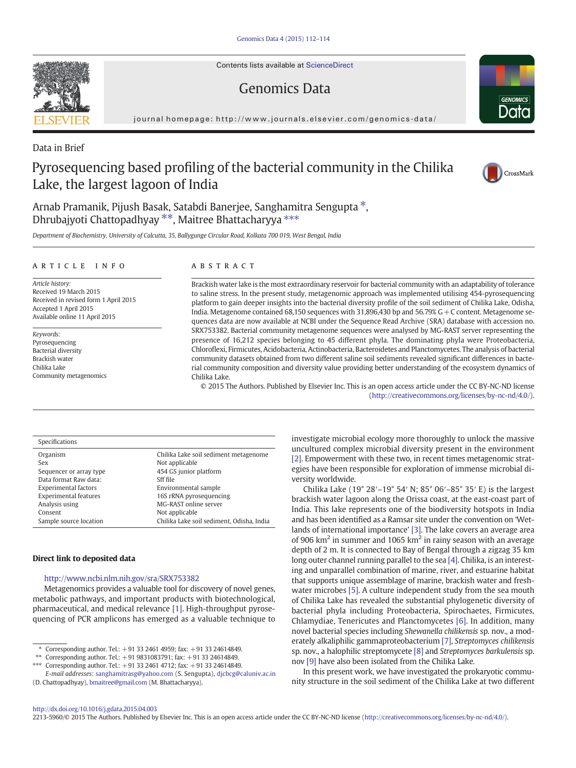Data in Brief

# Pyrosequencing based profiling of the bacterial community in the Chilika Lake, the largest lagoon of India

Arnab Pramanik, Pijush Basak, Satabdi Banerjee, Sanghamitra Sengupta *, Dhrubajyoti Chattopadhyay **, Maitree Bhattacharyya ***

*Department of Biochemistry, University of Calcutta, 35, Ballygunge Circular Road, Kolkata 700 019, West Bengal, India*

## ARTICLE INFO

*Article history:*
Received 19 March 2015
Received in revised form 1 April 2015
Accepted 1 April 2015
Available online 11 April 2015

*Keywords:*
Pyrosequencing
Bacterial diversity
Brackish water
Chilika Lake
Community metagenomics

## ABSTRACT

Brackish water lake is the most extraordinary reservoir for bacterial community with an adaptability of tolerance to saline stress. In the present study, metagenomic approach was implemented utilising 454-pyrosequencing platform to gain deeper insights into the bacterial diversity profile of the soil sediment of Chilika Lake, Odisha, India. Metagenome contained 68,150 sequences with 31,896,430 bp and 56.79% G + C content. Metagenome sequences data are now available at NCBI under the Sequence Read Archive (SRA) database with accession no. SRX753382. Bacterial community metagenome sequences were analysed by MG-RAST server representing the presence of 16,212 species belonging to 45 different phyla. The dominating phyla were Proteobacteria, Chloroflexi, Firmicutes, Acidobacteria, Actinobacteria, Bacteroidetes and Planctomycetes. The analysis of bacterial community datasets obtained from two different saline soil sediments revealed significant differences in bacterial community composition and diversity value providing better understanding of the ecosystem dynamics of Chilika Lake.

© 2015 The Authors. Published by Elsevier Inc. This is an open access article under the CC BY-NC-ND license (http://creativecommons.org/licenses/by-nc-nd/4.0/).

| Specifications | |
|---|---|
| Organism | Chilika Lake soil sediment metagenome |
| Sex | Not applicable |
| Sequencer or array type | 454 GS junior platform |
| Data format Raw data: | Sff file |
| Experimental factors | Environmental sample |
| Experimental features | 16S rRNA pyrosequencing |
| Analysis using | MG-RAST online server |
| Consent | Not applicable |
| Sample source location | Chilika Lake soil sediment, Odisha, India |

### Direct link to deposited data

http://www.ncbi.nlm.nih.gov/sra/SRX753382

Metagenomics provides a valuable tool for discovery of novel genes, metabolic pathways, and important products with biotechnological, pharmaceutical, and medical relevance [1]. High-throughput pyrosequencing of PCR amplicons has emerged as a valuable technique to investigate microbial ecology more thoroughly to unlock the massive uncultured complex microbial diversity present in the environment [2]. Empowerment with these two, in recent times metagenomic strategies have been responsible for exploration of immense microbial diversity worldwide.

Chilika Lake (19° 28′–19° 54′ N; 85° 06′–85° 35′ E) is the largest brackish water lagoon along the Orissa coast, at the east-coast part of India. This lake represents one of the biodiversity hotspots in India and has been identified as a Ramsar site under the convention on 'Wetlands of international importance' [3]. The lake covers an average area of 906 km$^2$ in summer and 1065 km$^2$ in rainy season with an average depth of 2 m. It is connected to Bay of Bengal through a zigzag 35 km long outer channel running parallel to the sea [4]. Chilika, is an interesting and unparallel combination of marine, river, and estuarine habitat that supports unique assemblage of marine, brackish water and freshwater microbes [5]. A culture independent study from the sea mouth of Chilika Lake has revealed the substantial phylogenetic diversity of bacterial phyla including Proteobacteria, Spirochaetes, Firmicutes, Chlamydiae, Tenericutes and Planctomycetes [6]. In addition, many novel bacterial species including *Shewanella chilikensis* sp. nov., a moderately alkaliphilic gammaproteobacterium [7], *Streptomyces chilikensis* sp. nov., a halophilic streptomycete [8] and *Streptomyces barkulensis* sp. nov [9] have also been isolated from the Chilika Lake.

In this present work, we have investigated the prokaryotic community structure in the soil sediment of the Chilika Lake at two different

---

\* Corresponding author. Tel.: +91 33 2461 4959; fax: +91 33 24614849.
\*\* Corresponding author. Tel.: +91 9831083791; fax: +91 33 24614849.
\*\*\* Corresponding author. Tel.: +91 33 2461 4712; fax: +91 33 24614849.
*E-mail addresses:* sanghamitrasg@yahoo.com (S. Sengupta), djcbcg@caluniv.ac.in (D. Chattopadhyay), bmaitree@gmail.com (M. Bhattacharyya).

http://dx.doi.org/10.1016/j.gdata.2015.04.003
2213-5960/© 2015 The Authors. Published by Elsevier Inc. This is an open access article under the CC BY-NC-ND license (http://creativecommons.org/licenses/by-nc-nd/4.0/).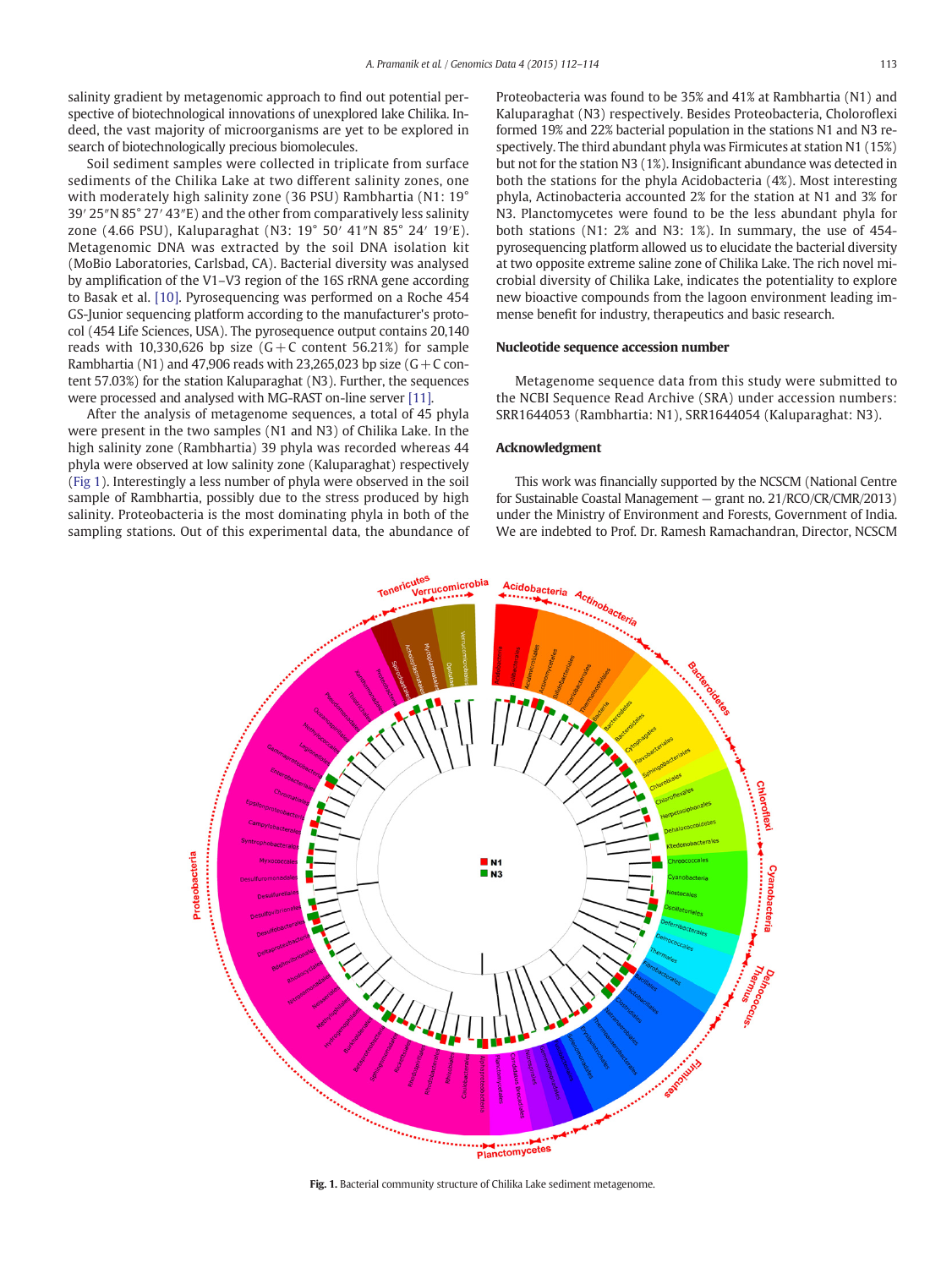salinity gradient by metagenomic approach to find out potential perspective of biotechnological innovations of unexplored lake Chilika. Indeed, the vast majority of microorganisms are yet to be explored in search of biotechnologically precious biomolecules.

Soil sediment samples were collected in triplicate from surface sediments of the Chilika Lake at two different salinity zones, one with moderately high salinity zone (36 PSU) Rambhartia (N1: 19° 39′ 25″N 85° 27′ 43″E) and the other from comparatively less salinity zone (4.66 PSU), Kaluparaghat (N3: 19° 50′ 41″N 85° 24′ 19′E). Metagenomic DNA was extracted by the soil DNA isolation kit (MoBio Laboratories, Carlsbad, CA). Bacterial diversity was analysed by amplification of the V1–V3 region of the 16S rRNA gene according to Basak et al. [10]. Pyrosequencing was performed on a Roche 454 GS-Junior sequencing platform according to the manufacturer's protocol (454 Life Sciences, USA). The pyrosequence output contains 20,140 reads with 10,330,626 bp size (G + C content 56.21%) for sample Rambhartia (N1) and 47,906 reads with 23,265,023 bp size (G + C content 57.03%) for the station Kaluparaghat (N3). Further, the sequences were processed and analysed with MG-RAST on-line server [11].

After the analysis of metagenome sequences, a total of 45 phyla were present in the two samples (N1 and N3) of Chilika Lake. In the high salinity zone (Rambhartia) 39 phyla was recorded whereas 44 phyla were observed at low salinity zone (Kaluparaghat) respectively (Fig 1). Interestingly a less number of phyla were observed in the soil sample of Rambhartia, possibly due to the stress produced by high salinity. Proteobacteria is the most dominating phyla in both of the sampling stations. Out of this experimental data, the abundance of Proteobacteria was found to be 35% and 41% at Rambhartia (N1) and Kaluparaghat (N3) respectively. Besides Proteobacteria, Choloroflexi formed 19% and 22% bacterial population in the stations N1 and N3 respectively. The third abundant phyla was Firmicutes at station N1 (15%) but not for the station N3 (1%). Insignificant abundance was detected in both the stations for the phyla Acidobacteria (4%). Most interesting phyla, Actinobacteria accounted 2% for the station at N1 and 3% for N3. Planctomycetes were found to be the less abundant phyla for both stations (N1: 2% and N3: 1%). In summary, the use of 454-pyrosequencing platform allowed us to elucidate the bacterial diversity at two opposite extreme saline zone of Chilika Lake. The rich novel microbial diversity of Chilika Lake, indicates the potentiality to explore new bioactive compounds from the lagoon environment leading immense benefit for industry, therapeutics and basic research.

## Nucleotide sequence accession number

Metagenome sequence data from this study were submitted to the NCBI Sequence Read Archive (SRA) under accession numbers: SRR1644053 (Rambhartia: N1), SRR1644054 (Kaluparaghat: N3).

## Acknowledgment

This work was financially supported by the NCSCM (National Centre for Sustainable Coastal Management — grant no. 21/RCO/CR/CMR/2013) under the Ministry of Environment and Forests, Government of India. We are indebted to Prof. Dr. Ramesh Ramachandran, Director, NCSCM

**Fig. 1.** Bacterial community structure of Chilika Lake sediment metagenome.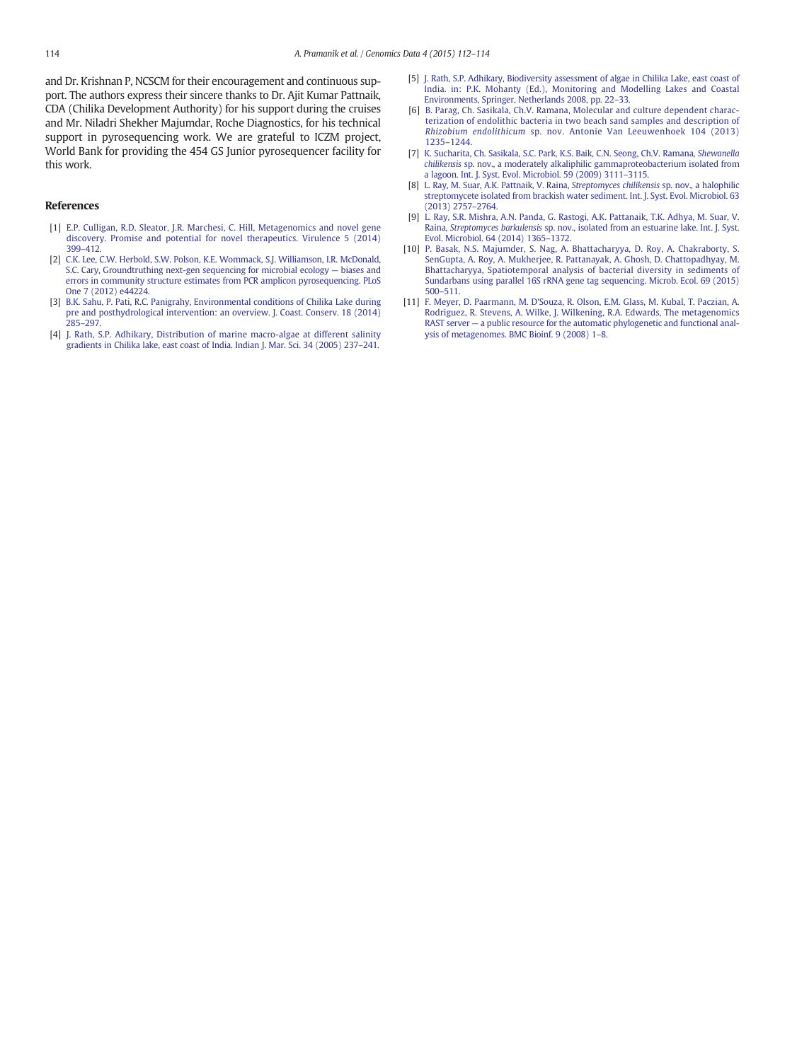and Dr. Krishnan P, NCSCM for their encouragement and continuous support. The authors express their sincere thanks to Dr. Ajit Kumar Pattnaik, CDA (Chilika Development Authority) for his support during the cruises and Mr. Niladri Shekher Majumdar, Roche Diagnostics, for his technical support in pyrosequencing work. We are grateful to ICZM project, World Bank for providing the 454 GS Junior pyrosequencer facility for this work.

## References

[1] E.P. Culligan, R.D. Sleator, J.R. Marchesi, C. Hill, Metagenomics and novel gene discovery. Promise and potential for novel therapeutics. Virulence 5 (2014) 399–412.

[2] C.K. Lee, C.W. Herbold, S.W. Polson, K.E. Wommack, S.J. Williamson, I.R. McDonald, S.C. Cary, Groundtruthing next-gen sequencing for microbial ecology — biases and errors in community structure estimates from PCR amplicon pyrosequencing. PLoS One 7 (2012) e44224.

[3] B.K. Sahu, P. Pati, R.C. Panigrahy, Environmental conditions of Chilika Lake during pre and posthydrological intervention: an overview. J. Coast. Conserv. 18 (2014) 285–297.

[4] J. Rath, S.P. Adhikary, Distribution of marine macro-algae at different salinity gradients in Chilika lake, east coast of India. Indian J. Mar. Sci. 34 (2005) 237–241.

[5] J. Rath, S.P. Adhikary, Biodiversity assessment of algae in Chilika Lake, east coast of India. in: P.K. Mohanty (Ed.), Monitoring and Modelling Lakes and Coastal Environments, Springer, Netherlands 2008, pp. 22–33.

[6] B. Parag, Ch. Sasikala, Ch.V. Ramana, Molecular and culture dependent characterization of endolithic bacteria in two beach sand samples and description of *Rhizobium endolithicum* sp. nov. Antonie Van Leeuwenhoek 104 (2013) 1235–1244.

[7] K. Sucharita, Ch. Sasikala, S.C. Park, K.S. Baik, C.N. Seong, Ch.V. Ramana, *Shewanella chilikensis* sp. nov., a moderately alkaliphilic gammaproteobacterium isolated from a lagoon. Int. J. Syst. Evol. Microbiol. 59 (2009) 3111–3115.

[8] L. Ray, M. Suar, A.K. Pattnaik, V. Raina, *Streptomyces chilikensis* sp. nov., a halophilic streptomycete isolated from brackish water sediment. Int. J. Syst. Evol. Microbiol. 63 (2013) 2757–2764.

[9] L. Ray, S.R. Mishra, A.N. Panda, G. Rastogi, A.K. Pattanaik, T.K. Adhya, M. Suar, V. Raina, *Streptomyces barkulensis* sp. nov., isolated from an estuarine lake. Int. J. Syst. Evol. Microbiol. 64 (2014) 1365–1372.

[10] P. Basak, N.S. Majumder, S. Nag, A. Bhattacharyya, D. Roy, A. Chakraborty, S. SenGupta, A. Roy, A. Mukherjee, R. Pattanayak, A. Ghosh, D. Chattopadhyay, M. Bhattacharyya, Spatiotemporal analysis of bacterial diversity in sediments of Sundarbans using parallel 16S rRNA gene tag sequencing. Microb. Ecol. 69 (2015) 500–511.

[11] F. Meyer, D. Paarmann, M. D'Souza, R. Olson, E.M. Glass, M. Kubal, T. Paczian, A. Rodriguez, R. Stevens, A. Wilke, J. Wilkening, R.A. Edwards, The metagenomics RAST server — a public resource for the automatic phylogenetic and functional analysis of metagenomes. BMC Bioinf. 9 (2008) 1–8.